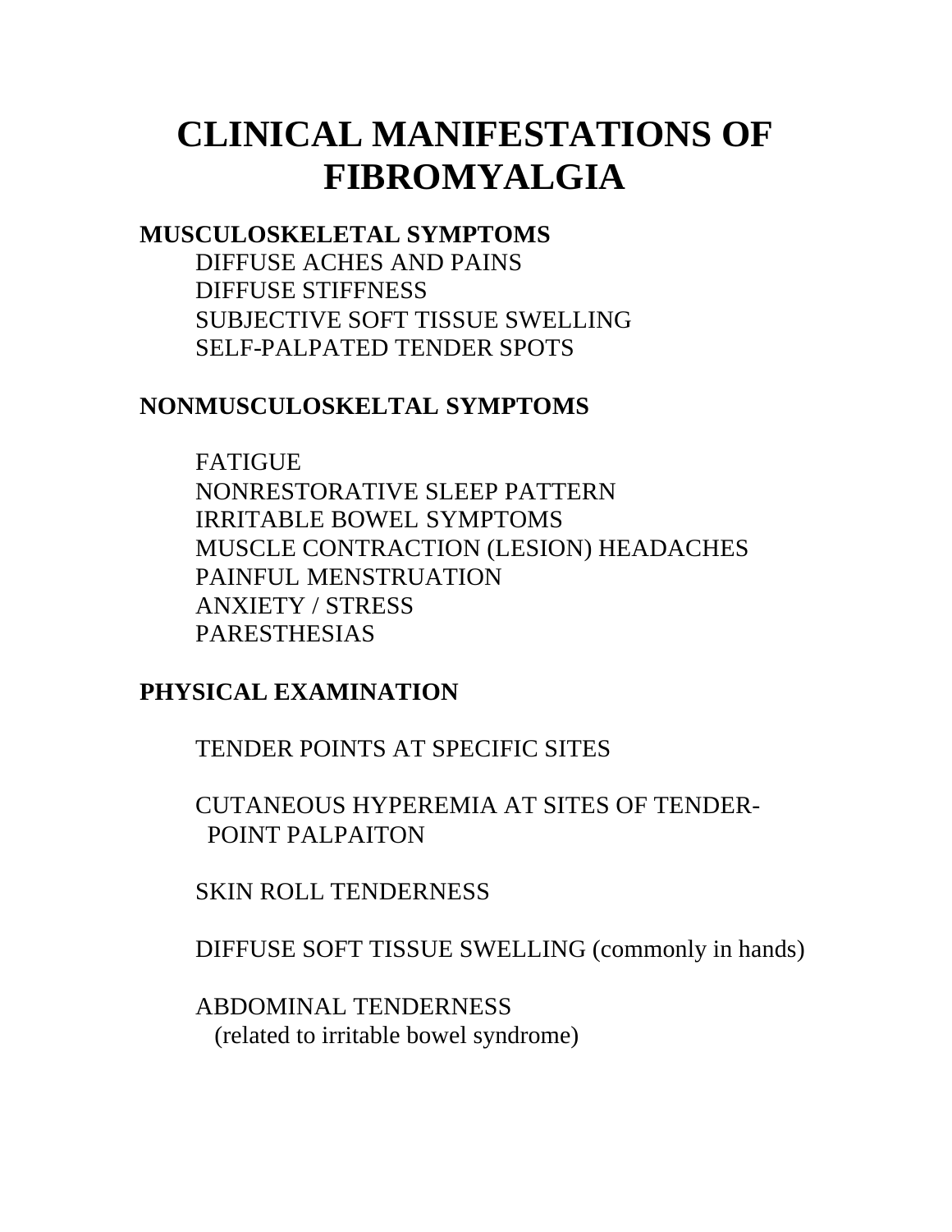# CLINICAL MANIFESTATIONS OF FIBROMYALGIA

## MUSCULOSKELETAL SYMPTOMS

- DIFFUSE ACHES AND PAINS
- DIFFUSE STIFFNESS
- SUBJECTIVE SOFT TISSUE SWELLING
- SELF-PALPATED TENDER SPOTS

## NONMUSCULOSKELTAL SYMPTOMS

- FATIGUE
- NONRESTORATIVE SLEEP PATTERN
- IRRITABLE BOWEL SYMPTOMS
- MUSCLE CONTRACTION (LESION) HEADACHES
- PAINFUL MENSTRUATION
- ANXIETY / STRESS
- PARESTHESIAS

## PHYSICAL EXAMINATION

- TENDER POINTS AT SPECIFIC SITES
- CUTANEOUS HYPEREMIA AT SITES OF TENDER-POINT PALPAITON
- SKIN ROLL TENDERNESS
- DIFFUSE SOFT TISSUE SWELLING (commonly in hands)
- ABDOMINAL TENDERNESS (related to irritable bowel syndrome)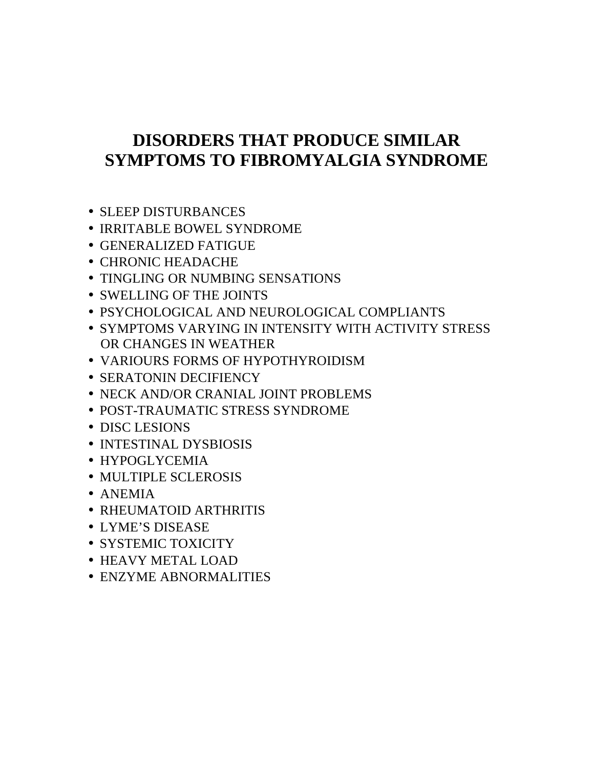# DISORDERS THAT PRODUCE SIMILAR SYMPTOMS TO FIBROMYALGIA SYNDROME

- SLEEP DISTURBANCES
- IRRITABLE BOWEL SYNDROME
- GENERALIZED FATIGUE
- CHRONIC HEADACHE
- TINGLING OR NUMBING SENSATIONS
- SWELLING OF THE JOINTS
- PSYCHOLOGICAL AND NEUROLOGICAL COMPLIANTS
- SYMPTOMS VARYING IN INTENSITY WITH ACTIVITY STRESS OR CHANGES IN WEATHER
- VARIOURS FORMS OF HYPOTHYROIDISM
- SERATONIN DECIFIENCY
- NECK AND/OR CRANIAL JOINT PROBLEMS
- POST-TRAUMATIC STRESS SYNDROME
- DISC LESIONS
- INTESTINAL DYSBIOSIS
- HYPOGLYCEMIA
- MULTIPLE SCLEROSIS
- ANEMIA
- RHEUMATOID ARTHRITIS
- LYME'S DISEASE
- SYSTEMIC TOXICITY
- HEAVY METAL LOAD
- ENZYME ABNORMALITIES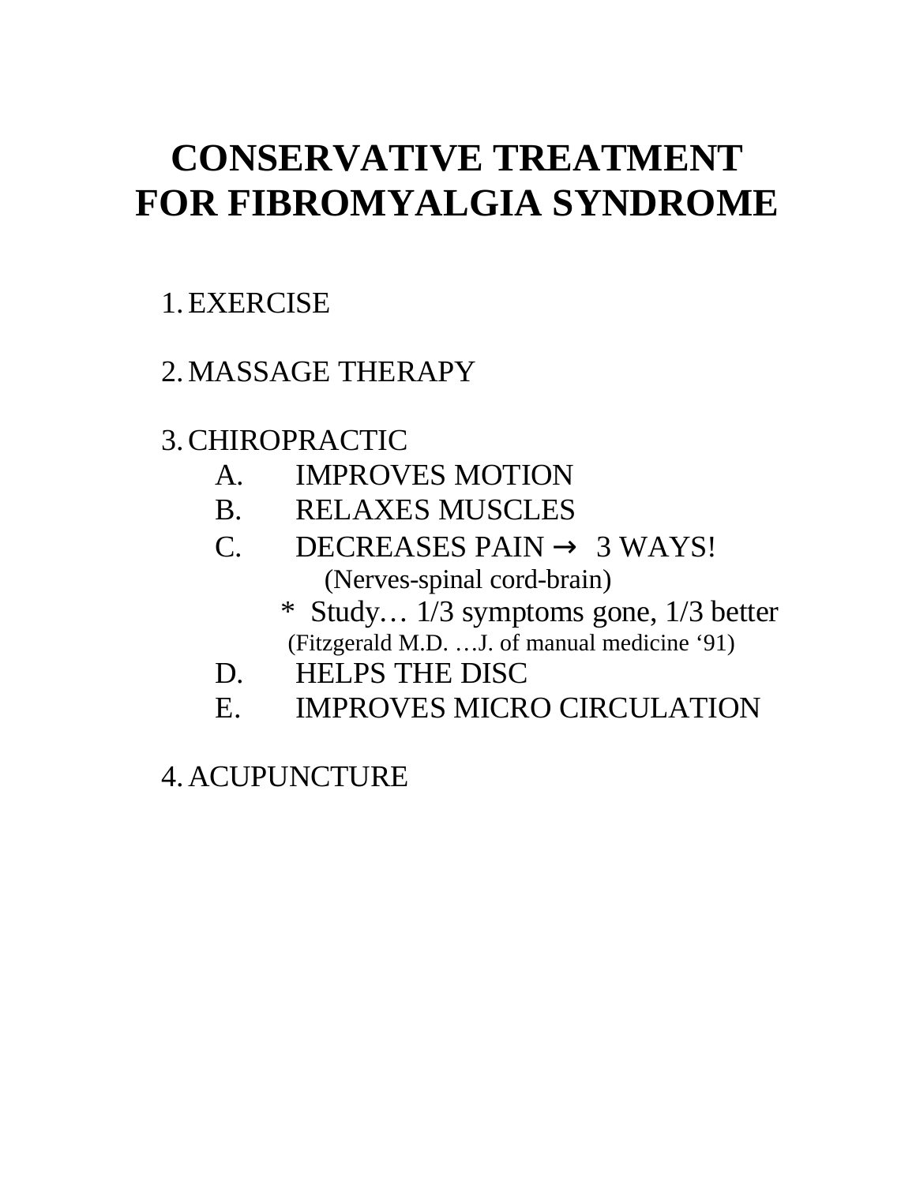# CONSERVATIVE TREATMENT FOR FIBROMYALGIA SYNDROME

1. EXERCISE

2. MASSAGE THERAPY

3. CHIROPRACTIC
   - A. IMPROVES MOTION
   - B. RELAXES MUSCLES
   - C. DECREASES PAIN → 3 WAYS!
     (Nerves-spinal cord-brain)
     * Study… 1/3 symptoms gone, 1/3 better
     (Fitzgerald M.D. …J. of manual medicine '91)
   - D. HELPS THE DISC
   - E. IMPROVES MICRO CIRCULATION

4. ACUPUNCTURE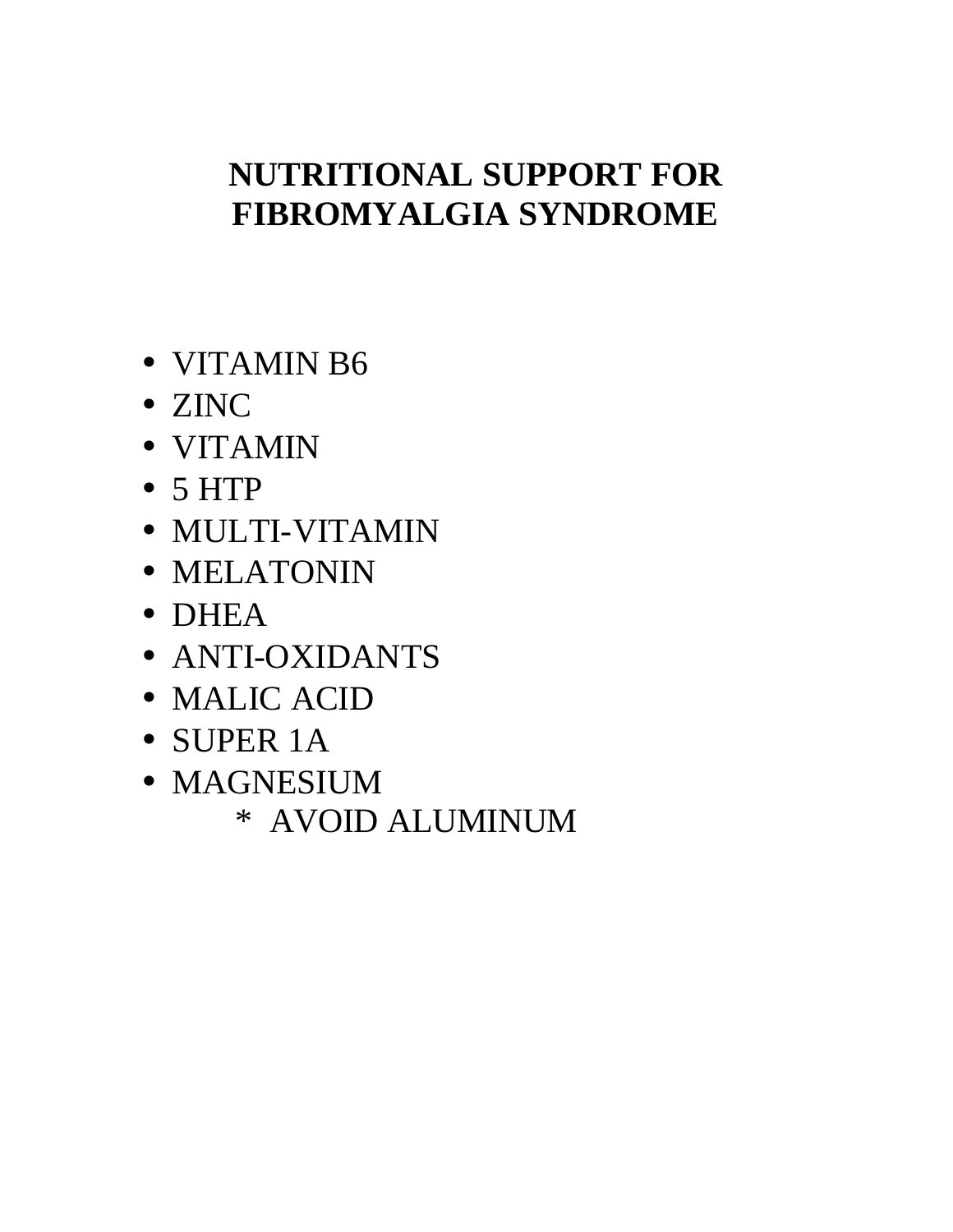# NUTRITIONAL SUPPORT FOR FIBROMYALGIA SYNDROME

- VITAMIN B6
- ZINC
- VITAMIN
- 5 HTP
- MULTI-VITAMIN
- MELATONIN
- DHEA
- ANTI-OXIDANTS
- MALIC ACID
- SUPER 1A
- MAGNESIUM

  \* AVOID ALUMINUM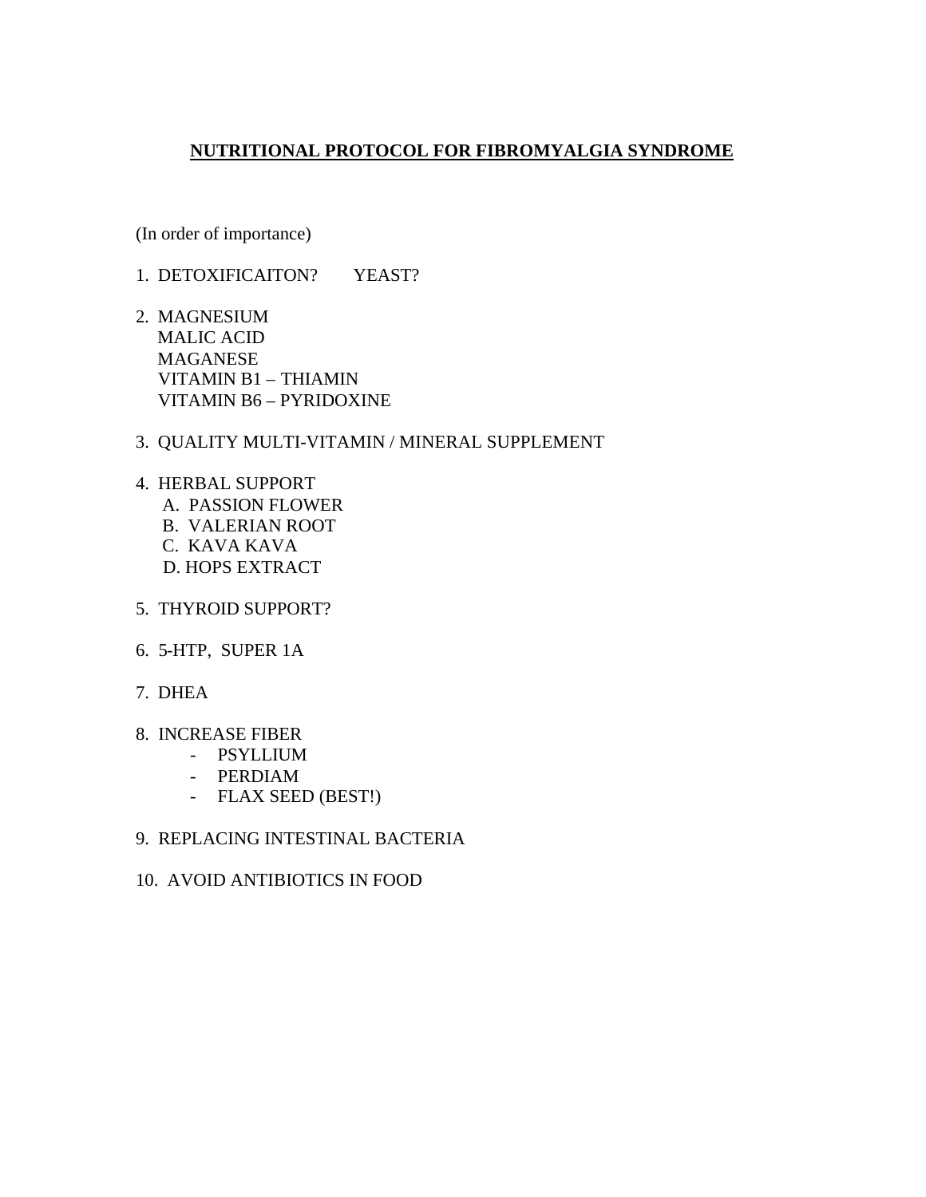## NUTRITIONAL PROTOCOL FOR FIBROMYALGIA SYNDROME

(In order of importance)

1. DETOXIFICAITON? YEAST?

2. MAGNESIUM
   MALIC ACID
   MAGANESE
   VITAMIN B1 – THIAMIN
   VITAMIN B6 – PYRIDOXINE

3. QUALITY MULTI-VITAMIN / MINERAL SUPPLEMENT

4. HERBAL SUPPORT
   A. PASSION FLOWER
   B. VALERIAN ROOT
   C. KAVA KAVA
   D. HOPS EXTRACT

5. THYROID SUPPORT?

6. 5-HTP, SUPER 1A

7. DHEA

8. INCREASE FIBER
   - PSYLLIUM
   - PERDIAM
   - FLAX SEED (BEST!)

9. REPLACING INTESTINAL BACTERIA

10. AVOID ANTIBIOTICS IN FOOD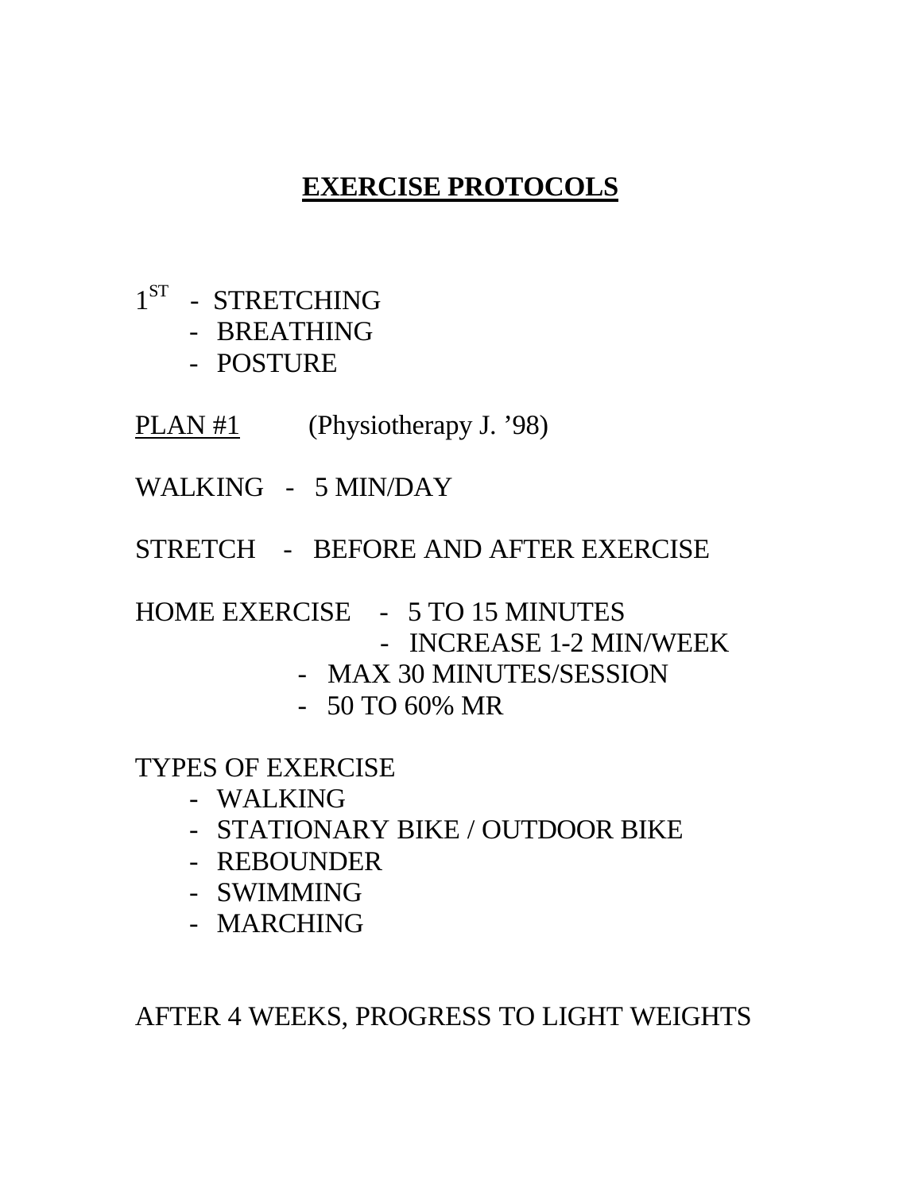# **EXERCISE PROTOCOLS**

1ST - STRETCHING
- BREATHING
- POSTURE

PLAN #1 (Physiotherapy J. '98)

WALKING - 5 MIN/DAY

STRETCH - BEFORE AND AFTER EXERCISE

HOME EXERCISE
- 5 TO 15 MINUTES
- INCREASE 1-2 MIN/WEEK
- MAX 30 MINUTES/SESSION
- 50 TO 60% MR

TYPES OF EXERCISE
- WALKING
- STATIONARY BIKE / OUTDOOR BIKE
- REBOUNDER
- SWIMMING
- MARCHING

AFTER 4 WEEKS, PROGRESS TO LIGHT WEIGHTS